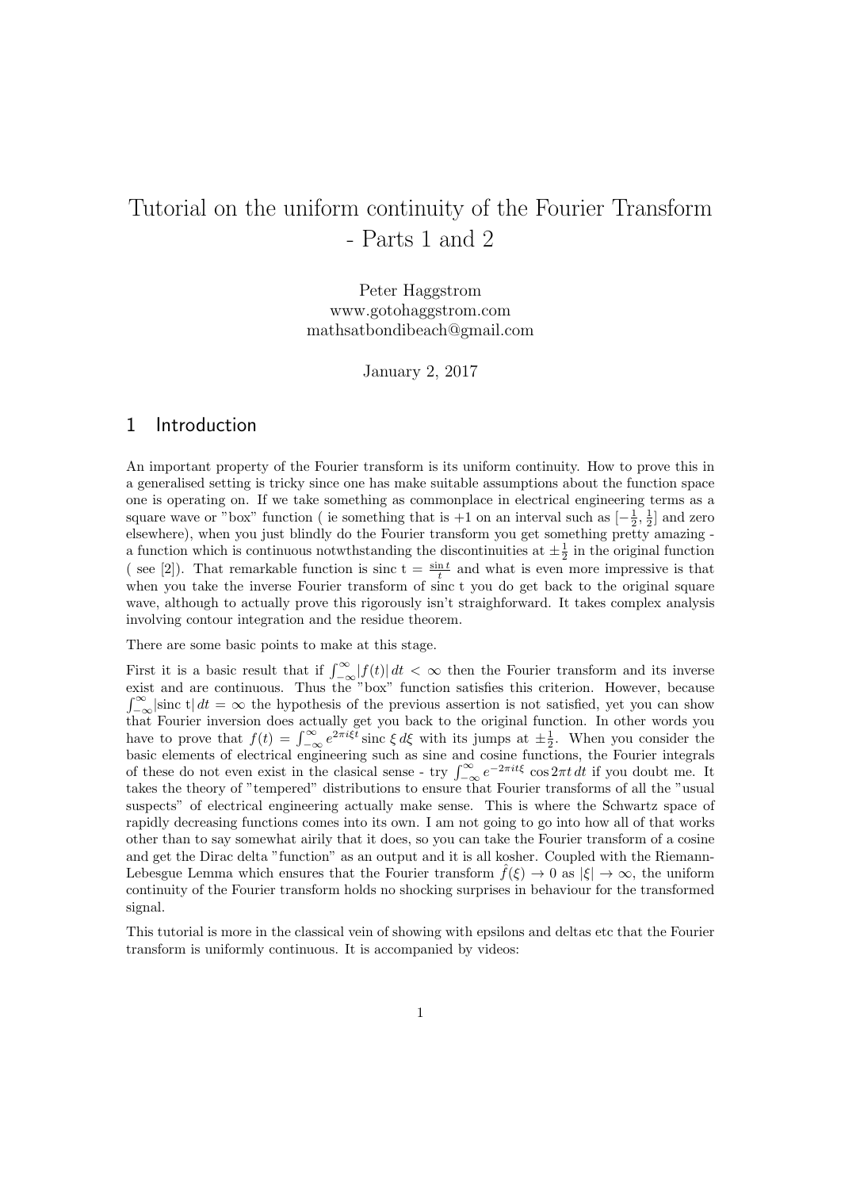# Tutorial on the uniform continuity of the Fourier Transform - Parts 1 and 2

Peter Haggstrom
www.gotohaggstrom.com
mathsatbondibeach@gmail.com

January 2, 2017

## 1 Introduction

An important property of the Fourier transform is its uniform continuity. How to prove this in a generalised setting is tricky since one has make suitable assumptions about the function space one is operating on. If we take something as commonplace in electrical engineering terms as a square wave or "box" function ( ie something that is +1 on an interval such as $[-\frac{1}{2}, \frac{1}{2}]$ and zero elsewhere), when you just blindly do the Fourier transform you get something pretty amazing - a function which is continuous notwthstanding the discontinuities at $\pm\frac{1}{2}$ in the original function ( see [2]). That remarkable function is sinc t $= \frac{\sin t}{t}$ and what is even more impressive is that when you take the inverse Fourier transform of sinc t you do get back to the original square wave, although to actually prove this rigorously isn't straighforward. It takes complex analysis involving contour integration and the residue theorem.

There are some basic points to make at this stage.

First it is a basic result that if $\int_{-\infty}^{\infty} |f(t)|\, dt < \infty$ then the Fourier transform and its inverse exist and are continuous. Thus the "box" function satisfies this criterion. However, because $\int_{-\infty}^{\infty} |\text{sinc t}|\, dt = \infty$ the hypothesis of the previous assertion is not satisfied, yet you can show that Fourier inversion does actually get you back to the original function. In other words you have to prove that $f(t) = \int_{-\infty}^{\infty} e^{2\pi i \xi t} \,\text{sinc}\, \xi \, d\xi$ with its jumps at $\pm\frac{1}{2}$. When you consider the basic elements of electrical engineering such as sine and cosine functions, the Fourier integrals of these do not even exist in the clasical sense - try $\int_{-\infty}^{\infty} e^{-2\pi i t \xi} \cos 2\pi t \, dt$ if you doubt me. It takes the theory of "tempered" distributions to ensure that Fourier transforms of all the "usual suspects" of electrical engineering actually make sense. This is where the Schwartz space of rapidly decreasing functions comes into its own. I am not going to go into how all of that works other than to say somewhat airily that it does, so you can take the Fourier transform of a cosine and get the Dirac delta "function" as an output and it is all kosher. Coupled with the Riemann-Lebesgue Lemma which ensures that the Fourier transform $\hat{f}(\xi) \to 0$ as $|\xi| \to \infty$, the uniform continuity of the Fourier transform holds no shocking surprises in behaviour for the transformed signal.

This tutorial is more in the classical vein of showing with epsilons and deltas etc that the Fourier transform is uniformly continuous. It is accompanied by videos: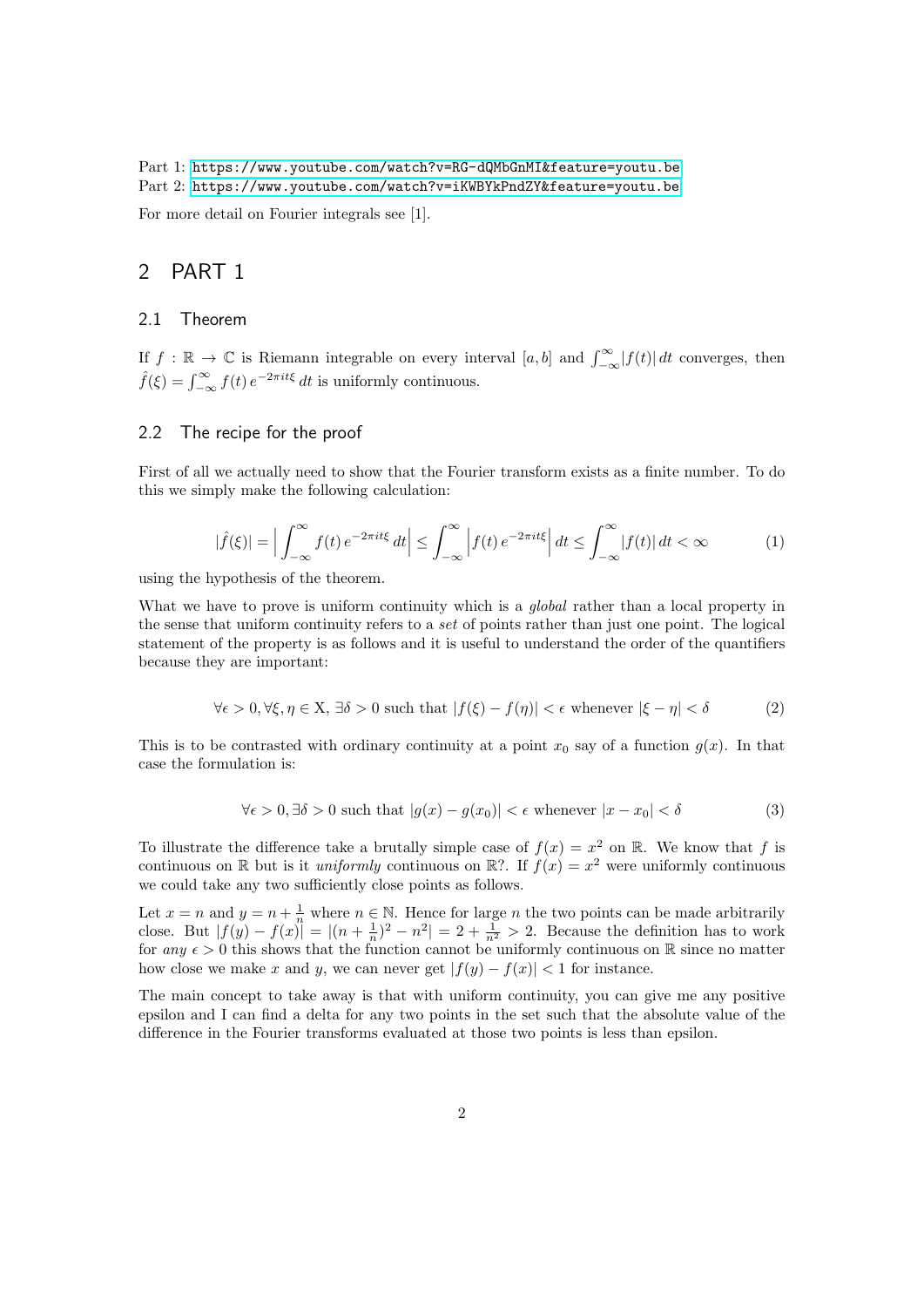Part 1: https://www.youtube.com/watch?v=RG-dQMbGnMI&feature=youtu.be
Part 2: https://www.youtube.com/watch?v=iKWBYkPndZY&feature=youtu.be

For more detail on Fourier integrals see [1].

# 2 PART 1

## 2.1 Theorem

If $f : \mathbb{R} \to \mathbb{C}$ is Riemann integrable on every interval $[a, b]$ and $\int_{-\infty}^{\infty} |f(t)| \, dt$ converges, then $\hat{f}(\xi) = \int_{-\infty}^{\infty} f(t) \, e^{-2\pi i t \xi} \, dt$ is uniformly continuous.

## 2.2 The recipe for the proof

First of all we actually need to show that the Fourier transform exists as a finite number. To do this we simply make the following calculation:

$$|\hat{f}(\xi)| = \Big| \int_{-\infty}^{\infty} f(t) \, e^{-2\pi i t \xi} \, dt \Big| \leq \int_{-\infty}^{\infty} \Big| f(t) \, e^{-2\pi i t \xi} \Big| \, dt \leq \int_{-\infty}^{\infty} |f(t)| \, dt < \infty \tag{1}$$

using the hypothesis of the theorem.

What we have to prove is uniform continuity which is a *global* rather than a local property in the sense that uniform continuity refers to a *set* of points rather than just one point. The logical statement of the property is as follows and it is useful to understand the order of the quantifiers because they are important:

$$\forall \epsilon > 0, \forall \xi, \eta \in \text{X}, \, \exists \delta > 0 \text{ such that } |f(\xi) - f(\eta)| < \epsilon \text{ whenever } |\xi - \eta| < \delta \tag{2}$$

This is to be contrasted with ordinary continuity at a point $x_0$ say of a function $g(x)$. In that case the formulation is:

$$\forall \epsilon > 0, \exists \delta > 0 \text{ such that } |g(x) - g(x_0)| < \epsilon \text{ whenever } |x - x_0| < \delta \tag{3}$$

To illustrate the difference take a brutally simple case of $f(x) = x^2$ on $\mathbb{R}$. We know that $f$ is continuous on $\mathbb{R}$ but is it *uniformly* continuous on $\mathbb{R}$?. If $f(x) = x^2$ were uniformly continuous we could take any two sufficiently close points as follows.

Let $x = n$ and $y = n + \frac{1}{n}$ where $n \in \mathbb{N}$. Hence for large $n$ the two points can be made arbitrarily close. But $|f(y) - f(x)| = |(n + \frac{1}{n})^2 - n^2| = 2 + \frac{1}{n^2} > 2$. Because the definition has to work for *any* $\epsilon > 0$ this shows that the function cannot be uniformly continuous on $\mathbb{R}$ since no matter how close we make $x$ and $y$, we can never get $|f(y) - f(x)| < 1$ for instance.

The main concept to take away is that with uniform continuity, you can give me any positive epsilon and I can find a delta for any two points in the set such that the absolute value of the difference in the Fourier transforms evaluated at those two points is less than epsilon.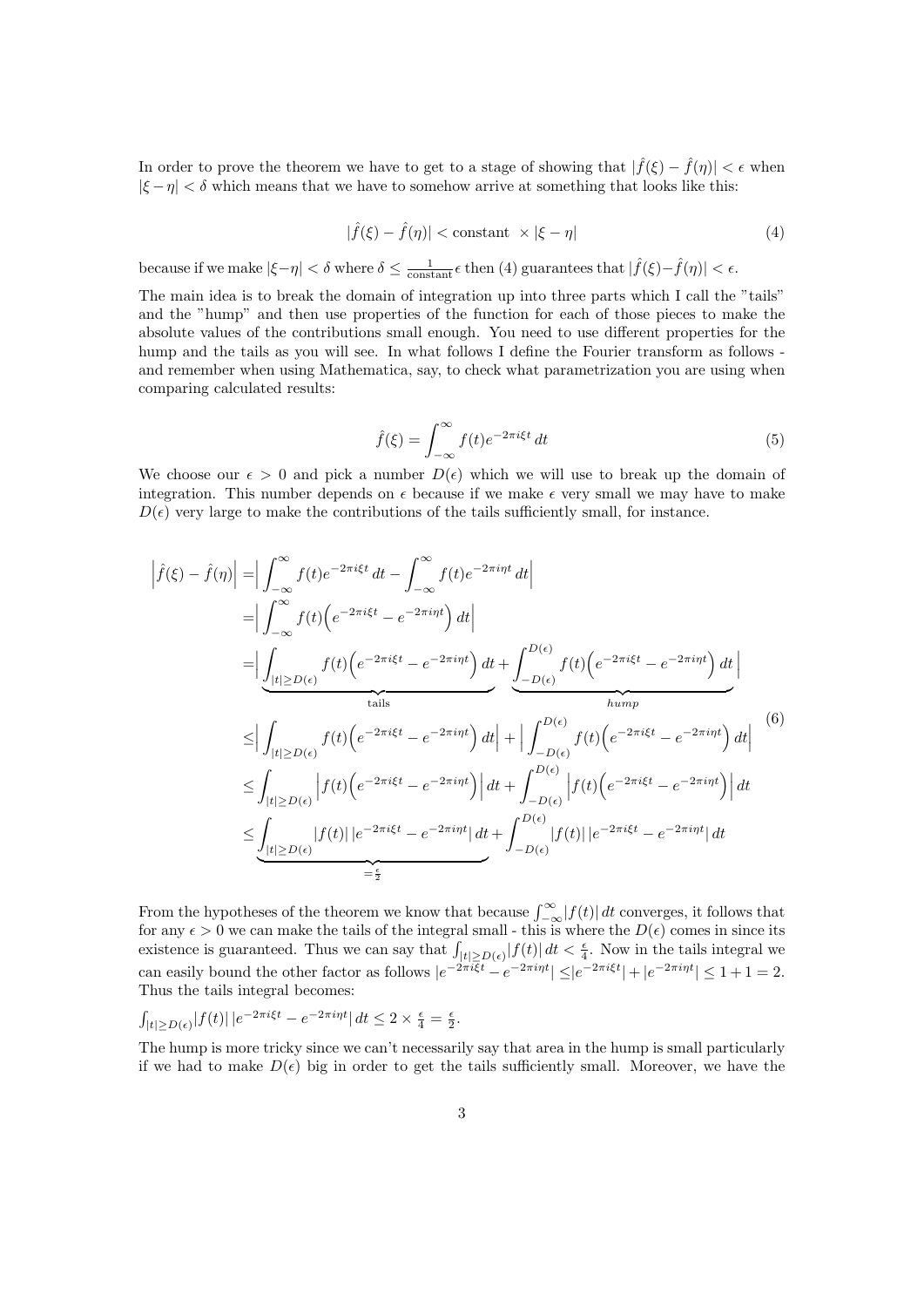In order to prove the theorem we have to get to a stage of showing that $|\hat{f}(\xi) - \hat{f}(\eta)| < \epsilon$ when $|\xi - \eta| < \delta$ which means that we have to somehow arrive at something that looks like this:

$$|\hat{f}(\xi) - \hat{f}(\eta)| < \text{constant } \times |\xi - \eta| \tag{4}$$

because if we make $|\xi-\eta| < \delta$ where $\delta \leq \frac{1}{\text{constant}}\epsilon$ then (4) guarantees that $|\hat{f}(\xi)-\hat{f}(\eta)| < \epsilon$.

The main idea is to break the domain of integration up into three parts which I call the "tails" and the "hump" and then use properties of the function for each of those pieces to make the absolute values of the contributions small enough. You need to use different properties for the hump and the tails as you will see. In what follows I define the Fourier transform as follows - and remember when using Mathematica, say, to check what parametrization you are using when comparing calculated results:

$$\hat{f}(\xi) = \int_{-\infty}^{\infty} f(t) e^{-2\pi i \xi t}\, dt \tag{5}$$

We choose our $\epsilon > 0$ and pick a number $D(\epsilon)$ which we will use to break up the domain of integration. This number depends on $\epsilon$ because if we make $\epsilon$ very small we may have to make $D(\epsilon)$ very large to make the contributions of the tails sufficiently small, for instance.

$$\begin{aligned}
\Big|\hat{f}(\xi) - \hat{f}(\eta)\Big| &= \Big| \int_{-\infty}^{\infty} f(t) e^{-2\pi i \xi t}\, dt - \int_{-\infty}^{\infty} f(t) e^{-2\pi i \eta t}\, dt \Big| \\
&= \Big| \int_{-\infty}^{\infty} f(t) \Big( e^{-2\pi i \xi t} - e^{-2\pi i \eta t} \Big)\, dt \Big| \\
&= \Big| \underbrace{\int_{|t| \geq D(\epsilon)} f(t) \Big( e^{-2\pi i \xi t} - e^{-2\pi i \eta t} \Big)\, dt}_{\text{tails}} + \underbrace{\int_{-D(\epsilon)}^{D(\epsilon)} f(t) \Big( e^{-2\pi i \xi t} - e^{-2\pi i \eta t} \Big)\, dt}_{hump} \Big| \\
&\leq \Big| \int_{|t| \geq D(\epsilon)} f(t) \Big( e^{-2\pi i \xi t} - e^{-2\pi i \eta t} \Big)\, dt \Big| + \Big| \int_{-D(\epsilon)}^{D(\epsilon)} f(t) \Big( e^{-2\pi i \xi t} - e^{-2\pi i \eta t} \Big)\, dt \Big| \\
&\leq \int_{|t| \geq D(\epsilon)} \Big| f(t) \Big( e^{-2\pi i \xi t} - e^{-2\pi i \eta t} \Big) \Big|\, dt + \int_{-D(\epsilon)}^{D(\epsilon)} \Big| f(t) \Big( e^{-2\pi i \xi t} - e^{-2\pi i \eta t} \Big) \Big|\, dt \\
&\leq \underbrace{\int_{|t| \geq D(\epsilon)} |f(t)|\, |e^{-2\pi i \xi t} - e^{-2\pi i \eta t}|\, dt}_{= \frac{\epsilon}{2}} + \int_{-D(\epsilon)}^{D(\epsilon)} |f(t)|\, |e^{-2\pi i \xi t} - e^{-2\pi i \eta t}|\, dt
\end{aligned} \tag{6}$$

From the hypotheses of the theorem we know that because $\int_{-\infty}^{\infty} |f(t)|\, dt$ converges, it follows that for any $\epsilon > 0$ we can make the tails of the integral small - this is where the $D(\epsilon)$ comes in since its existence is guaranteed. Thus we can say that $\int_{|t| \geq D(\epsilon)} |f(t)|\, dt < \frac{\epsilon}{4}$. Now in the tails integral we can easily bound the other factor as follows $|e^{-2\pi i \xi t} - e^{-2\pi i \eta t}| \leq |e^{-2\pi i \xi t}| + |e^{-2\pi i \eta t}| \leq 1 + 1 = 2$. Thus the tails integral becomes:

$\int_{|t| \geq D(\epsilon)} |f(t)|\, |e^{-2\pi i \xi t} - e^{-2\pi i \eta t}|\, dt \leq 2 \times \frac{\epsilon}{4} = \frac{\epsilon}{2}$.

The hump is more tricky since we can't necessarily say that area in the hump is small particularly if we had to make $D(\epsilon)$ big in order to get the tails sufficiently small. Moreover, we have the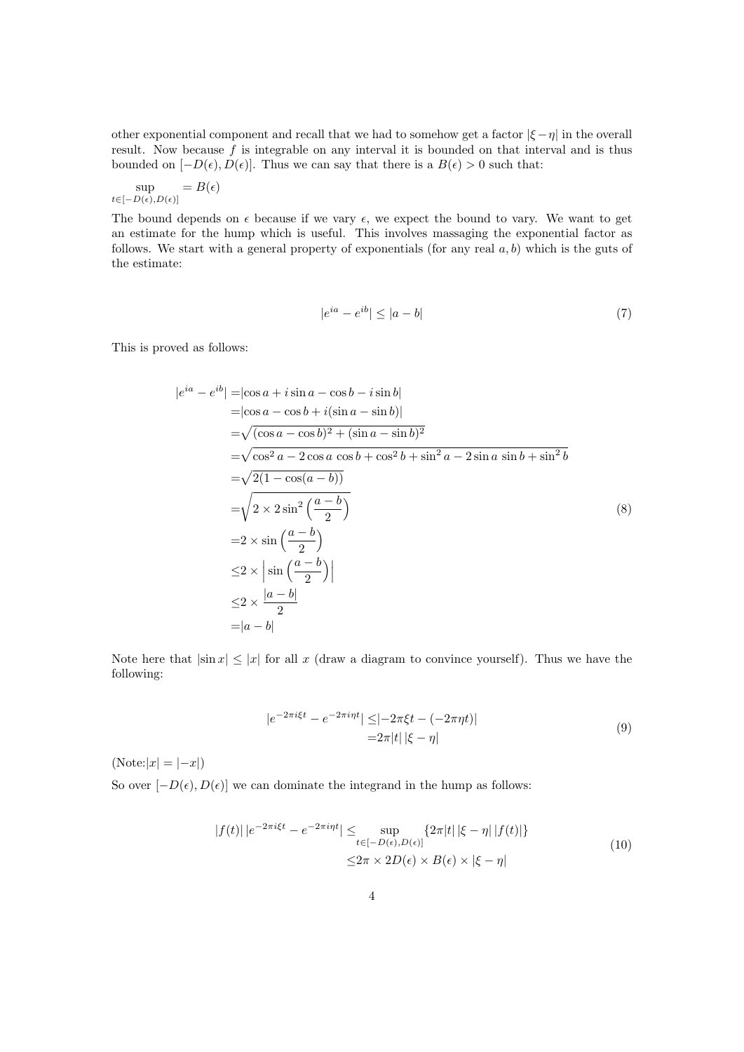other exponential component and recall that we had to somehow get a factor $|\xi - \eta|$ in the overall result. Now because $f$ is integrable on any interval it is bounded on that interval and is thus bounded on $[-D(\epsilon), D(\epsilon)]$. Thus we can say that there is a $B(\epsilon) > 0$ such that:

$$\sup_{t \in [-D(\epsilon), D(\epsilon)]} = B(\epsilon)$$

The bound depends on $\epsilon$ because if we vary $\epsilon$, we expect the bound to vary. We want to get an estimate for the hump which is useful. This involves massaging the exponential factor as follows. We start with a general property of exponentials (for any real $a, b$) which is the guts of the estimate:

$$|e^{ia} - e^{ib}| \leq |a - b| \tag{7}$$

This is proved as follows:

$$\begin{aligned}
|e^{ia} - e^{ib}| =& |\cos a + i \sin a - \cos b - i \sin b| \\
=& |\cos a - \cos b + i(\sin a - \sin b)| \\
=& \sqrt{(\cos a - \cos b)^2 + (\sin a - \sin b)^2} \\
=& \sqrt{\cos^2 a - 2\cos a \, \cos b + \cos^2 b + \sin^2 a - 2 \sin a \, \sin b + \sin^2 b} \\
=& \sqrt{2(1 - \cos(a-b))} \\
=& \sqrt{2 \times 2 \sin^2\left(\frac{a-b}{2}\right)} \\
=& 2 \times \sin\left(\frac{a-b}{2}\right) \\
\leq& 2 \times \left| \sin\left(\frac{a-b}{2}\right) \right| \\
\leq& 2 \times \frac{|a-b|}{2} \\
=& |a-b|
\end{aligned} \tag{8}$$

Note here that $|\sin x| \leq |x|$ for all $x$ (draw a diagram to convince yourself). Thus we have the following:

$$\begin{aligned}
|e^{-2\pi i \xi t} - e^{-2\pi i \eta t}| \leq& |-2\pi \xi t - (-2\pi \eta t)| \\
=& 2\pi |t| \, |\xi - \eta|
\end{aligned} \tag{9}$$

(Note:$|x| = |-x|$)

So over $[-D(\epsilon), D(\epsilon)]$ we can dominate the integrand in the hump as follows:

$$\begin{aligned}
|f(t)| \, |e^{-2\pi i \xi t} - e^{-2\pi i \eta t}| \leq& \sup_{t \in [-D(\epsilon), D(\epsilon)]} \{2\pi |t| \, |\xi - \eta| \, |f(t)|\} \\
\leq& 2\pi \times 2D(\epsilon) \times B(\epsilon) \times |\xi - \eta|
\end{aligned} \tag{10}$$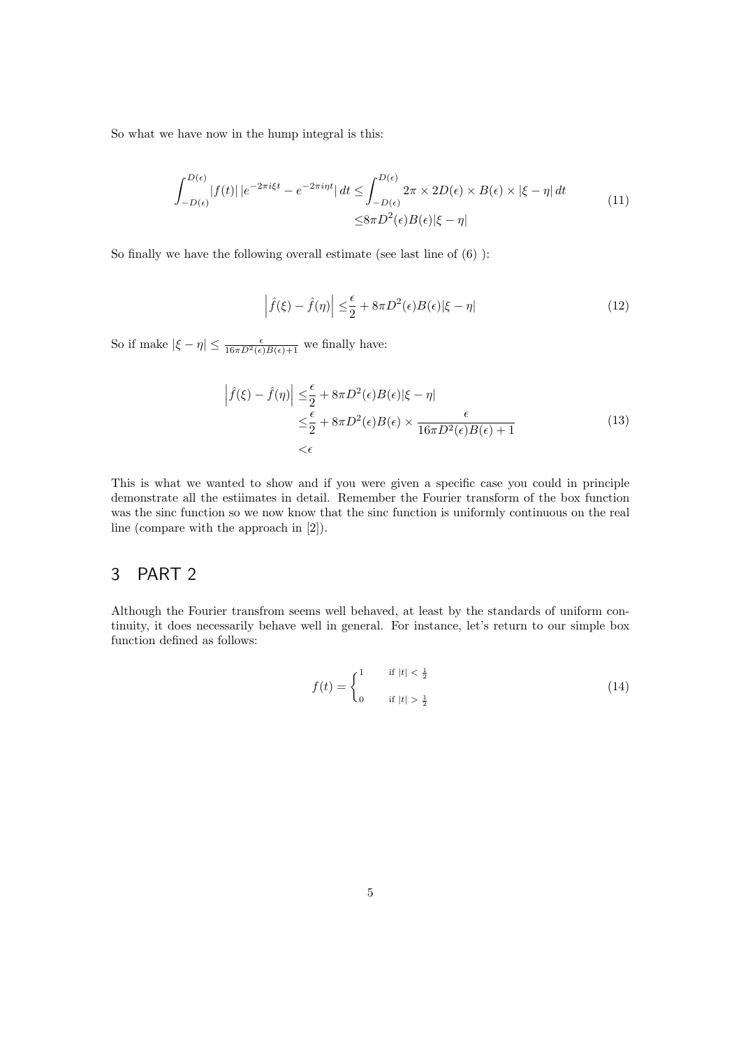So what we have now in the hump integral is this:

$$
\begin{aligned}
\int_{-D(\epsilon)}^{D(\epsilon)} |f(t)|\, |e^{-2\pi i \xi t} - e^{-2\pi i \eta t}|\, dt \leq & \int_{-D(\epsilon)}^{D(\epsilon)} 2\pi \times 2D(\epsilon) \times B(\epsilon) \times |\xi - \eta|\, dt \\
\leq & 8\pi D^2(\epsilon) B(\epsilon) |\xi - \eta|
\end{aligned}
\tag{11}
$$

So finally we have the following overall estimate (see last line of (6) ):

$$
\left| \hat{f}(\xi) - \hat{f}(\eta) \right| \leq \frac{\epsilon}{2} + 8\pi D^2(\epsilon) B(\epsilon) |\xi - \eta| \tag{12}
$$

So if make $|\xi - \eta| \leq \frac{\epsilon}{16\pi D^2(\epsilon)B(\epsilon)+1}$ we finally have:

$$
\begin{aligned}
\left| \hat{f}(\xi) - \hat{f}(\eta) \right| \leq & \frac{\epsilon}{2} + 8\pi D^2(\epsilon) B(\epsilon) |\xi - \eta| \\
\leq & \frac{\epsilon}{2} + 8\pi D^2(\epsilon) B(\epsilon) \times \frac{\epsilon}{16\pi D^2(\epsilon) B(\epsilon) + 1} \\
< & \epsilon
\end{aligned}
\tag{13}
$$

This is what we wanted to show and if you were given a specific case you could in principle demonstrate all the estiimates in detail. Remember the Fourier transform of the box function was the sinc function so we now know that the sinc function is uniformly continuous on the real line (compare with the approach in [2]).

# 3 PART 2

Although the Fourier transfrom seems well behaved, at least by the standards of uniform continuity, it does necessarily behave well in general. For instance, let's return to our simple box function defined as follows:

$$
f(t) = \begin{cases} 1 & \text{if } |t| < \frac{1}{2} \\ 0 & \text{if } |t| > \frac{1}{2} \end{cases} \tag{14}
$$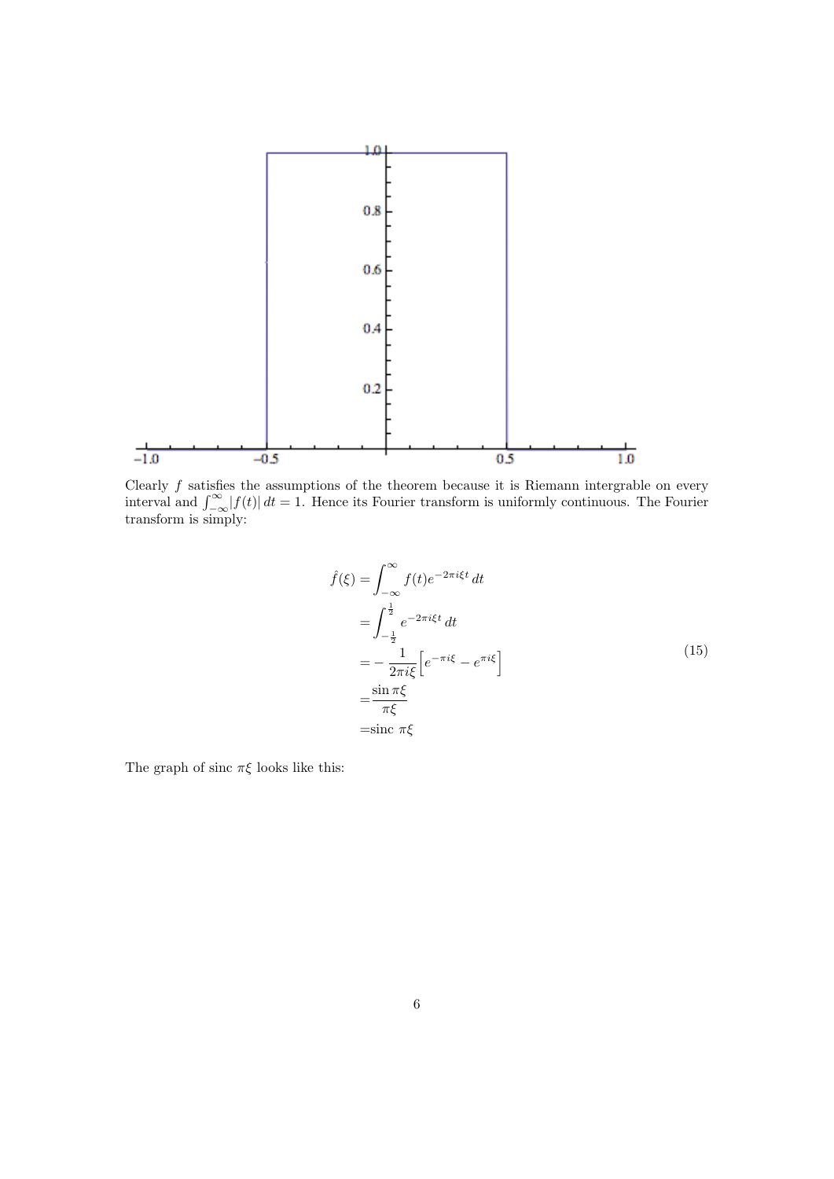Clearly $f$ satisfies the assumptions of the theorem because it is Riemann intergrable on every interval and $\int_{-\infty}^{\infty} |f(t)|\, dt = 1$. Hence its Fourier transform is uniformly continuous. The Fourier transform is simply:

$$
\begin{aligned}
\hat{f}(\xi) &= \int_{-\infty}^{\infty} f(t) e^{-2\pi i \xi t}\, dt \\
&= \int_{-\frac{1}{2}}^{\frac{1}{2}} e^{-2\pi i \xi t}\, dt \\
&= -\frac{1}{2\pi i \xi}\Big[e^{-\pi i \xi} - e^{\pi i \xi}\Big] \\
&= \frac{\sin \pi \xi}{\pi \xi} \\
&= \text{sinc } \pi \xi
\end{aligned}
\tag{15}
$$

The graph of sinc $\pi\xi$ looks like this: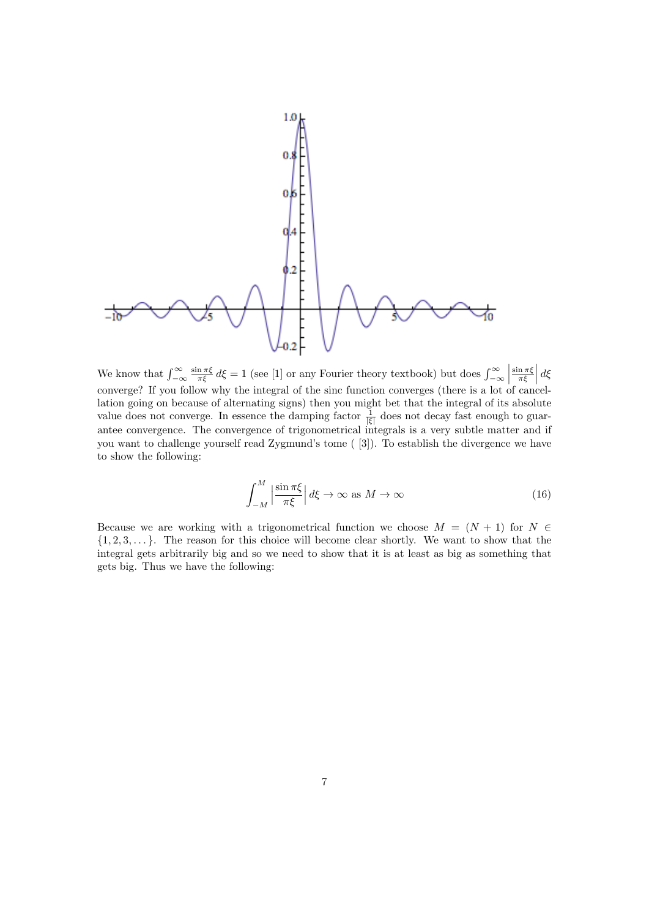We know that $\int_{-\infty}^{\infty} \frac{\sin \pi\xi}{\pi\xi}\, d\xi = 1$ (see [1] or any Fourier theory textbook) but does $\int_{-\infty}^{\infty} \left|\frac{\sin \pi\xi}{\pi\xi}\right| d\xi$ converge? If you follow why the integral of the sinc function converges (there is a lot of cancellation going on because of alternating signs) then you might bet that the integral of its absolute value does not converge. In essence the damping factor $\frac{1}{|\xi|}$ does not decay fast enough to guarantee convergence. The convergence of trigonometrical integrals is a very subtle matter and if you want to challenge yourself read Zygmund's tome ( [3]). To establish the divergence we have to show the following:

$$\int_{-M}^{M} \left|\frac{\sin \pi\xi}{\pi\xi}\right| d\xi \to \infty \text{ as } M \to \infty \tag{16}$$

Because we are working with a trigonometrical function we choose $M = (N+1)$ for $N \in \{1, 2, 3, \dots\}$. The reason for this choice will become clear shortly. We want to show that the integral gets arbitrarily big and so we need to show that it is at least as big as something that gets big. Thus we have the following: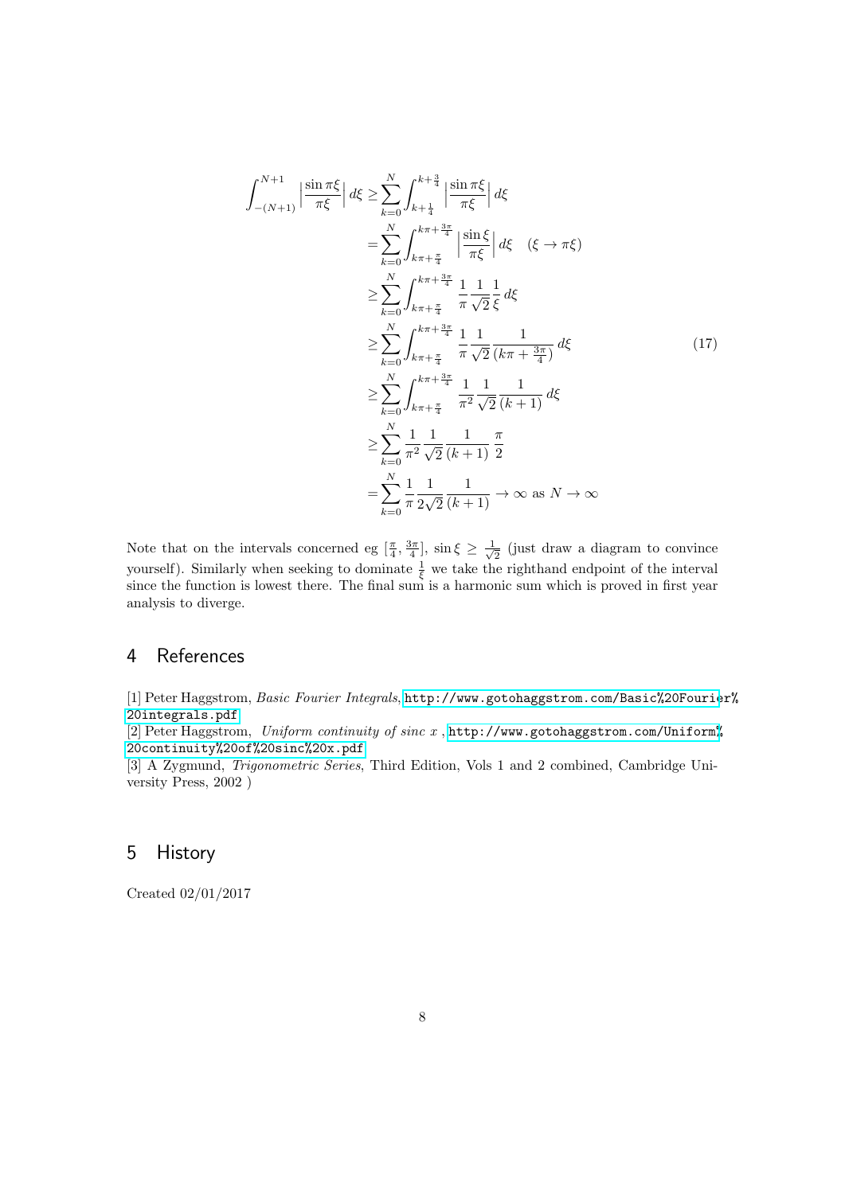$$
\begin{aligned}
\int_{-(N+1)}^{N+1} \Big|\frac{\sin \pi\xi}{\pi\xi}\Big|\, d\xi &\geq \sum_{k=0}^{N} \int_{k+\frac{1}{4}}^{k+\frac{3}{4}} \Big|\frac{\sin \pi\xi}{\pi\xi}\Big|\, d\xi \\
&= \sum_{k=0}^{N} \int_{k\pi+\frac{\pi}{4}}^{k\pi+\frac{3\pi}{4}} \Big|\frac{\sin \xi}{\pi\xi}\Big|\, d\xi \quad (\xi \to \pi\xi) \\
&\geq \sum_{k=0}^{N} \int_{k\pi+\frac{\pi}{4}}^{k\pi+\frac{3\pi}{4}} \frac{1}{\pi}\frac{1}{\sqrt{2}}\frac{1}{\xi}\, d\xi \\
&\geq \sum_{k=0}^{N} \int_{k\pi+\frac{\pi}{4}}^{k\pi+\frac{3\pi}{4}} \frac{1}{\pi}\frac{1}{\sqrt{2}}\frac{1}{(k\pi+\frac{3\pi}{4})}\, d\xi \\
&\geq \sum_{k=0}^{N} \int_{k\pi+\frac{\pi}{4}}^{k\pi+\frac{3\pi}{4}} \frac{1}{\pi^2}\frac{1}{\sqrt{2}}\frac{1}{(k+1)}\, d\xi \\
&\geq \sum_{k=0}^{N} \frac{1}{\pi^2}\frac{1}{\sqrt{2}}\frac{1}{(k+1)}\frac{\pi}{2} \\
&= \sum_{k=0}^{N} \frac{1}{\pi}\frac{1}{2\sqrt{2}}\frac{1}{(k+1)} \to \infty \text{ as } N \to \infty
\end{aligned}
\tag{17}
$$

Note that on the intervals concerned eg $[\frac{\pi}{4}, \frac{3\pi}{4}]$, $\sin \xi \geq \frac{1}{\sqrt{2}}$ (just draw a diagram to convince yourself). Similarly when seeking to dominate $\frac{1}{\xi}$ we take the righthand endpoint of the interval since the function is lowest there. The final sum is a harmonic sum which is proved in first year analysis to diverge.

## 4 References

[1] Peter Haggstrom, *Basic Fourier Integrals*, http://www.gotohaggstrom.com/Basic%20Fourier%20integrals.pdf

[2] Peter Haggstrom, *Uniform continuity of sinc x* , http://www.gotohaggstrom.com/Uniform%20continuity%20of%20sinc%20x.pdf

[3] A Zygmund, *Trigonometric Series*, Third Edition, Vols 1 and 2 combined, Cambridge University Press, 2002 )

## 5 History

Created 02/01/2017